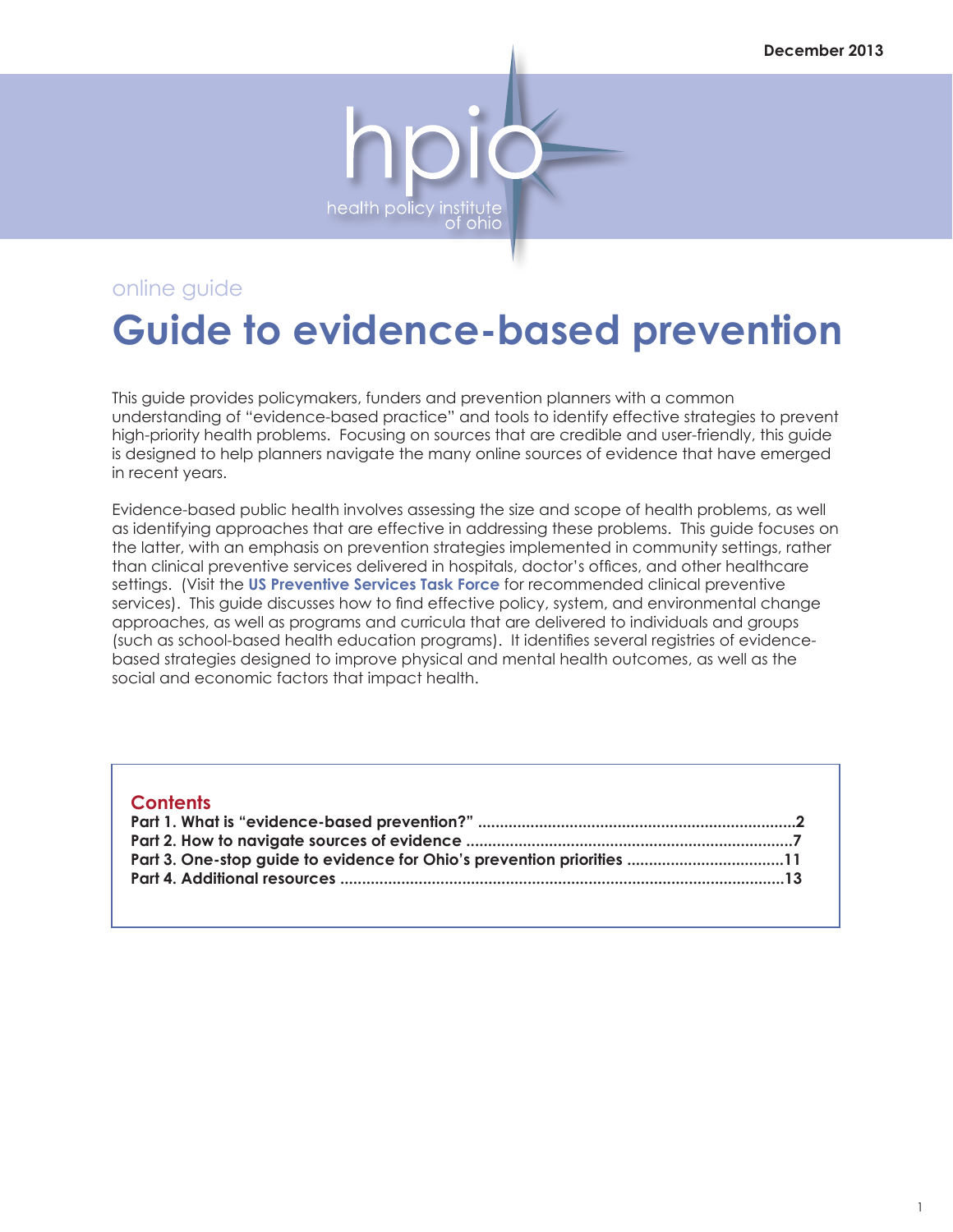December 2013

hpio

health policy institute of ohio

online guide

# Guide to evidence-based prevention

This guide provides policymakers, funders and prevention planners with a common understanding of "evidence-based practice" and tools to identify effective strategies to prevent high-priority health problems. Focusing on sources that are credible and user-friendly, this guide is designed to help planners navigate the many online sources of evidence that have emerged in recent years.

Evidence-based public health involves assessing the size and scope of health problems, as well as identifying approaches that are effective in addressing these problems. This guide focuses on the latter, with an emphasis on prevention strategies implemented in community settings, rather than clinical preventive services delivered in hospitals, doctor's offices, and other healthcare settings. (Visit the **US Preventive Services Task Force** for recommended clinical preventive services). This guide discusses how to find effective policy, system, and environmental change approaches, as well as programs and curricula that are delivered to individuals and groups (such as school-based health education programs). It identifies several registries of evidence-based strategies designed to improve physical and mental health outcomes, as well as the social and economic factors that impact health.

## Contents

**Part 1. What is "evidence-based prevention?" ........................................................................2**
**Part 2. How to navigate sources of evidence ..........................................................................7**
**Part 3. One-stop guide to evidence for Ohio's prevention priorities ....................................11**
**Part 4. Additional resources .....................................................................................................13**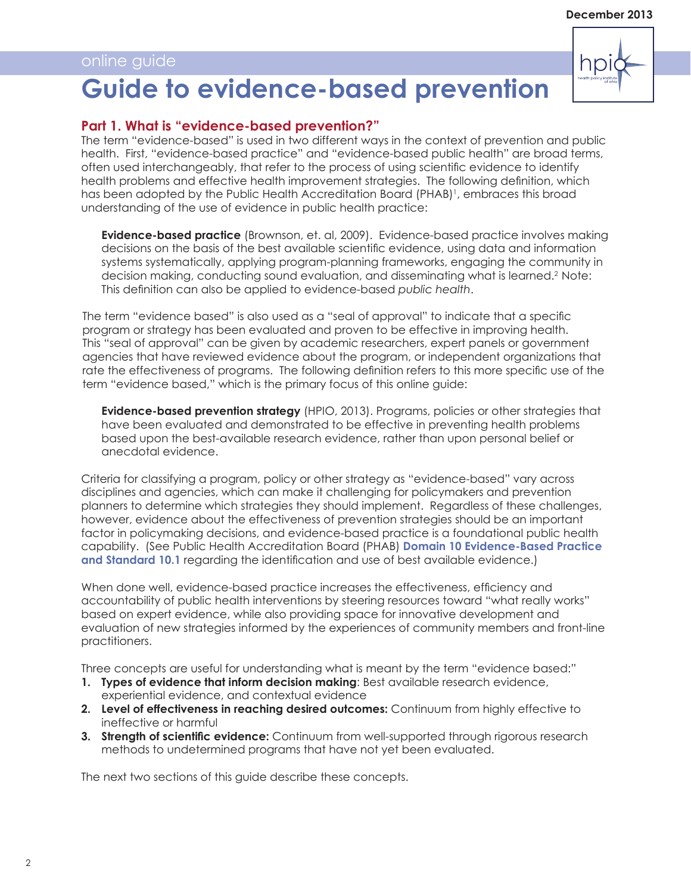# Guide to evidence-based prevention

## Part 1. What is "evidence-based prevention?"

The term "evidence-based" is used in two different ways in the context of prevention and public health. First, "evidence-based practice" and "evidence-based public health" are broad terms, often used interchangeably, that refer to the process of using scientific evidence to identify health problems and effective health improvement strategies. The following definition, which has been adopted by the Public Health Accreditation Board (PHAB)[1], embraces this broad understanding of the use of evidence in public health practice:

> **Evidence-based practice** (Brownson, et. al, 2009). Evidence-based practice involves making decisions on the basis of the best available scientific evidence, using data and information systems systematically, applying program-planning frameworks, engaging the community in decision making, conducting sound evaluation, and disseminating what is learned.[2] Note: This definition can also be applied to evidence-based *public health*.

The term "evidence based" is also used as a "seal of approval" to indicate that a specific program or strategy has been evaluated and proven to be effective in improving health. This "seal of approval" can be given by academic researchers, expert panels or government agencies that have reviewed evidence about the program, or independent organizations that rate the effectiveness of programs. The following definition refers to this more specific use of the term "evidence based," which is the primary focus of this online guide:

> **Evidence-based prevention strategy** (HPIO, 2013). Programs, policies or other strategies that have been evaluated and demonstrated to be effective in preventing health problems based upon the best-available research evidence, rather than upon personal belief or anecdotal evidence.

Criteria for classifying a program, policy or other strategy as "evidence-based" vary across disciplines and agencies, which can make it challenging for policymakers and prevention planners to determine which strategies they should implement. Regardless of these challenges, however, evidence about the effectiveness of prevention strategies should be an important factor in policymaking decisions, and evidence-based practice is a foundational public health capability. (See Public Health Accreditation Board (PHAB) **Domain 10 Evidence-Based Practice and Standard 10.1** regarding the identification and use of best available evidence.)

When done well, evidence-based practice increases the effectiveness, efficiency and accountability of public health interventions by steering resources toward "what really works" based on expert evidence, while also providing space for innovative development and evaluation of new strategies informed by the experiences of community members and front-line practitioners.

Three concepts are useful for understanding what is meant by the term "evidence based:"

1. **Types of evidence that inform decision making**: Best available research evidence, experiential evidence, and contextual evidence
2. **Level of effectiveness in reaching desired outcomes:** Continuum from highly effective to ineffective or harmful
3. **Strength of scientific evidence:** Continuum from well-supported through rigorous research methods to undetermined programs that have not yet been evaluated.

The next two sections of this guide describe these concepts.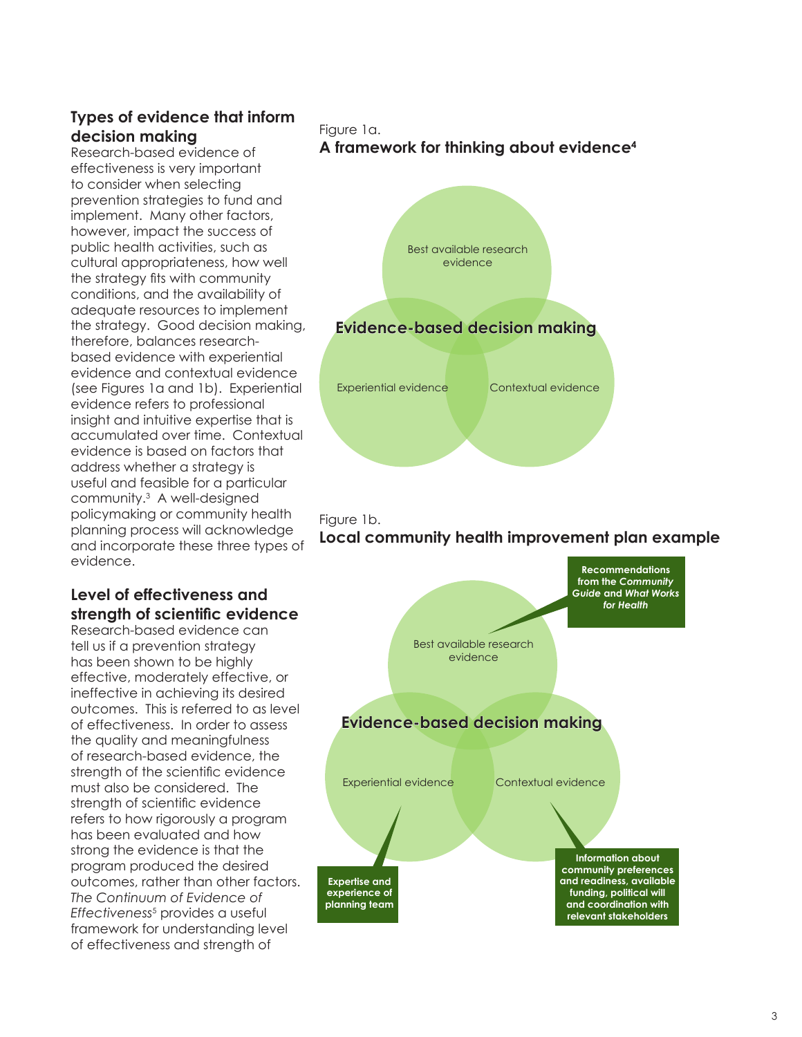## Types of evidence that inform decision making

Research-based evidence of effectiveness is very important to consider when selecting prevention strategies to fund and implement. Many other factors, however, impact the success of public health activities, such as cultural appropriateness, how well the strategy fits with community conditions, and the availability of adequate resources to implement the strategy. Good decision making, therefore, balances research-based evidence with experiential evidence and contextual evidence (see Figures 1a and 1b). Experiential evidence refers to professional insight and intuitive expertise that is accumulated over time. Contextual evidence is based on factors that address whether a strategy is useful and feasible for a particular community.[3] A well-designed policymaking or community health planning process will acknowledge and incorporate these three types of evidence.

## Level of effectiveness and strength of scientific evidence

Research-based evidence can tell us if a prevention strategy has been shown to be highly effective, moderately effective, or ineffective in achieving its desired outcomes. This is referred to as level of effectiveness. In order to assess the quality and meaningfulness of research-based evidence, the strength of the scientific evidence must also be considered. The strength of scientific evidence refers to how rigorously a program has been evaluated and how strong the evidence is that the program produced the desired outcomes, rather than other factors. *The Continuum of Evidence of Effectiveness*[5] provides a useful framework for understanding level of effectiveness and strength of

Figure 1a.
**A framework for thinking about evidence[4]**

Best available research evidence

**Evidence-based decision making**

Experiential evidence

Contextual evidence

Figure 1b.
**Local community health improvement plan example**

**Recommendations from the *Community Guide* and *What Works for Health***

Best available research evidence

**Evidence-based decision making**

Experiential evidence

Contextual evidence

**Expertise and experience of planning team**

**Information about community preferences and readiness, available funding, political will and coordination with relevant stakeholders**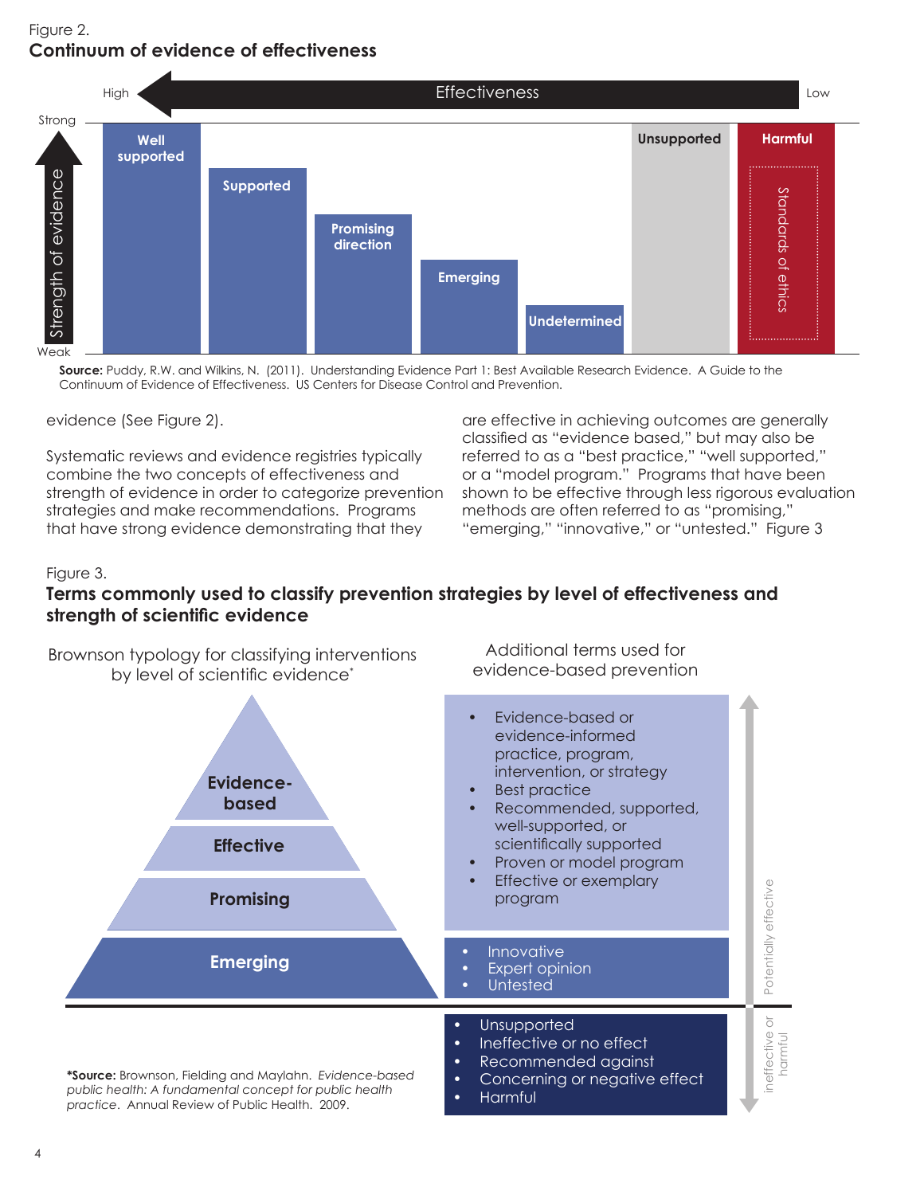Figure 2.

**Continuum of evidence of effectiveness**

| | Well supported | Supported | Promising direction | Emerging | Undetermined | Unsupported | Harmful |
|---|---|---|---|---|---|---|---|

Effectiveness: High → Low. Strength of evidence: Strong → Weak. Standards of ethics.

**Source:** Puddy, R.W. and Wilkins, N. (2011). Understanding Evidence Part 1: Best Available Research Evidence. A Guide to the Continuum of Evidence of Effectiveness. US Centers for Disease Control and Prevention.

evidence (See Figure 2).

Systematic reviews and evidence registries typically combine the two concepts of effectiveness and strength of evidence in order to categorize prevention strategies and make recommendations. Programs that have strong evidence demonstrating that they are effective in achieving outcomes are generally classified as "evidence based," but may also be referred to as a "best practice," "well supported," or a "model program." Programs that have been shown to be effective through less rigorous evaluation methods are often referred to as "promising," "emerging," "innovative," or "untested." Figure 3

Figure 3.

**Terms commonly used to classify prevention strategies by level of effectiveness and strength of scientific evidence**

| Brownson typology for classifying interventions by level of scientific evidence* | Additional terms used for evidence-based prevention | |
|---|---|---|
| **Evidence-based**<br>**Effective**<br>**Promising** | • Evidence-based or evidence-informed practice, program, intervention, or strategy<br>• Best practice<br>• Recommended, supported, well-supported, or scientifically supported<br>• Proven or model program<br>• Effective or exemplary program | Potentially effective |
| **Emerging** | • Innovative<br>• Expert opinion<br>• Untested | Potentially effective |
| | • Unsupported<br>• Ineffective or no effect<br>• Recommended against<br>• Concerning or negative effect<br>• Harmful | ineffective or harmful |

***Source:** Brownson, Fielding and Maylahn. *Evidence-based public health: A fundamental concept for public health practice*. Annual Review of Public Health. 2009.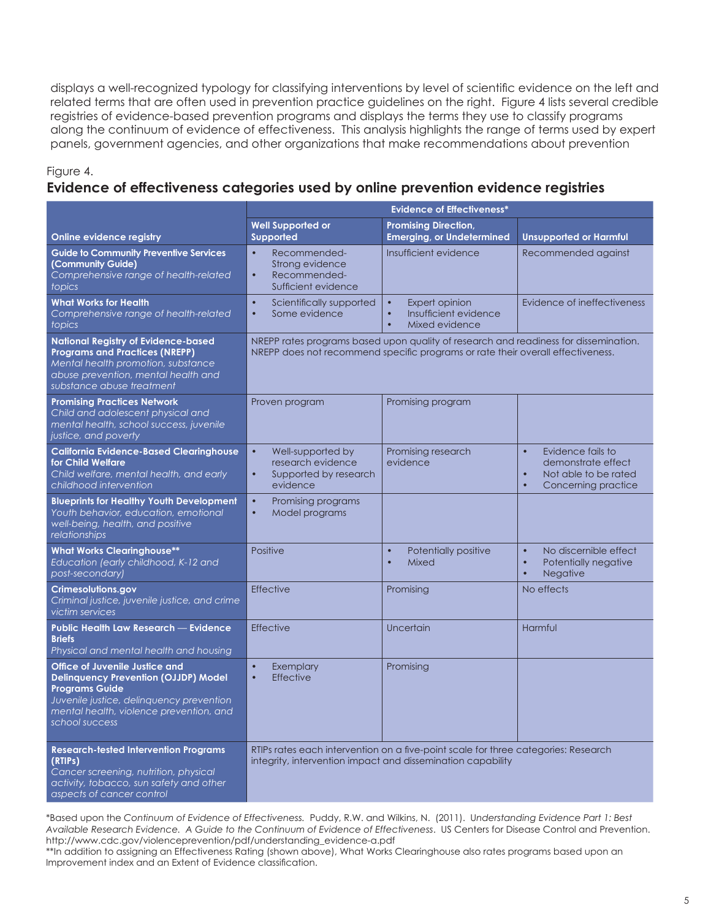displays a well-recognized typology for classifying interventions by level of scientific evidence on the left and related terms that are often used in prevention practice guidelines on the right. Figure 4 lists several credible registries of evidence-based prevention programs and displays the terms they use to classify programs along the continuum of evidence of effectiveness. This analysis highlights the range of terms used by expert panels, government agencies, and other organizations that make recommendations about prevention

Figure 4.

## Evidence of effectiveness categories used by online prevention evidence registries

| Online evidence registry | Evidence of Effectiveness* | | |
|---|---|---|---|
| | **Well Supported or Supported** | **Promising Direction, Emerging, or Undetermined** | **Unsupported or Harmful** |
| **Guide to Community Preventive Services (Community Guide)** *Comprehensive range of health-related topics* | • Recommended-Strong evidence • Recommended-Sufficient evidence | Insufficient evidence | Recommended against |
| **What Works for Health** *Comprehensive range of health-related topics* | • Scientifically supported • Some evidence | • Expert opinion • Insufficient evidence • Mixed evidence | Evidence of ineffectiveness |
| **National Registry of Evidence-based Programs and Practices (NREPP)** *Mental health promotion, substance abuse prevention, mental health and substance abuse treatment* | NREPP rates programs based upon quality of research and readiness for dissemination. NREPP does not recommend specific programs or rate their overall effectiveness. | | |
| **Promising Practices Network** *Child and adolescent physical and mental health, school success, juvenile justice, and poverty* | Proven program | Promising program | |
| **California Evidence-Based Clearinghouse for Child Welfare** *Child welfare, mental health, and early childhood intervention* | • Well-supported by research evidence • Supported by research evidence | Promising research evidence | • Evidence fails to demonstrate effect • Not able to be rated • Concerning practice |
| **Blueprints for Healthy Youth Development** *Youth behavior, education, emotional well-being, health, and positive relationships* | • Promising programs • Model programs | | |
| **What Works Clearinghouse**** *Education (early childhood, K-12 and post-secondary)* | Positive | • Potentially positive • Mixed | • No discernible effect • Potentially negative • Negative |
| **Crimesolutions.gov** *Criminal justice, juvenile justice, and crime victim services* | Effective | Promising | No effects |
| **Public Health Law Research — Evidence Briefs** *Physical and mental health and housing* | Effective | Uncertain | Harmful |
| **Office of Juvenile Justice and Delinquency Prevention (OJJDP) Model Programs Guide** *Juvenile justice, delinquency prevention mental health, violence prevention, and school success* | • Exemplary • Effective | Promising | |
| **Research-tested Intervention Programs (RTIPs)** *Cancer screening, nutrition, physical activity, tobacco, sun safety and other aspects of cancer control* | RTIPs rates each intervention on a five-point scale for three categories: Research integrity, intervention impact and dissemination capability | | |

*Based upon the *Continuum of Evidence of Effectiveness.* Puddy, R.W. and Wilkins, N. (2011). U*nderstanding Evidence Part 1: Best Available Research Evidence. A Guide to the Continuum of Evidence of Effectiveness*. US Centers for Disease Control and Prevention. http://www.cdc.gov/violenceprevention/pdf/understanding_evidence-a.pdf

**In addition to assigning an Effectiveness Rating (shown above), What Works Clearinghouse also rates programs based upon an Improvement index and an Extent of Evidence classification.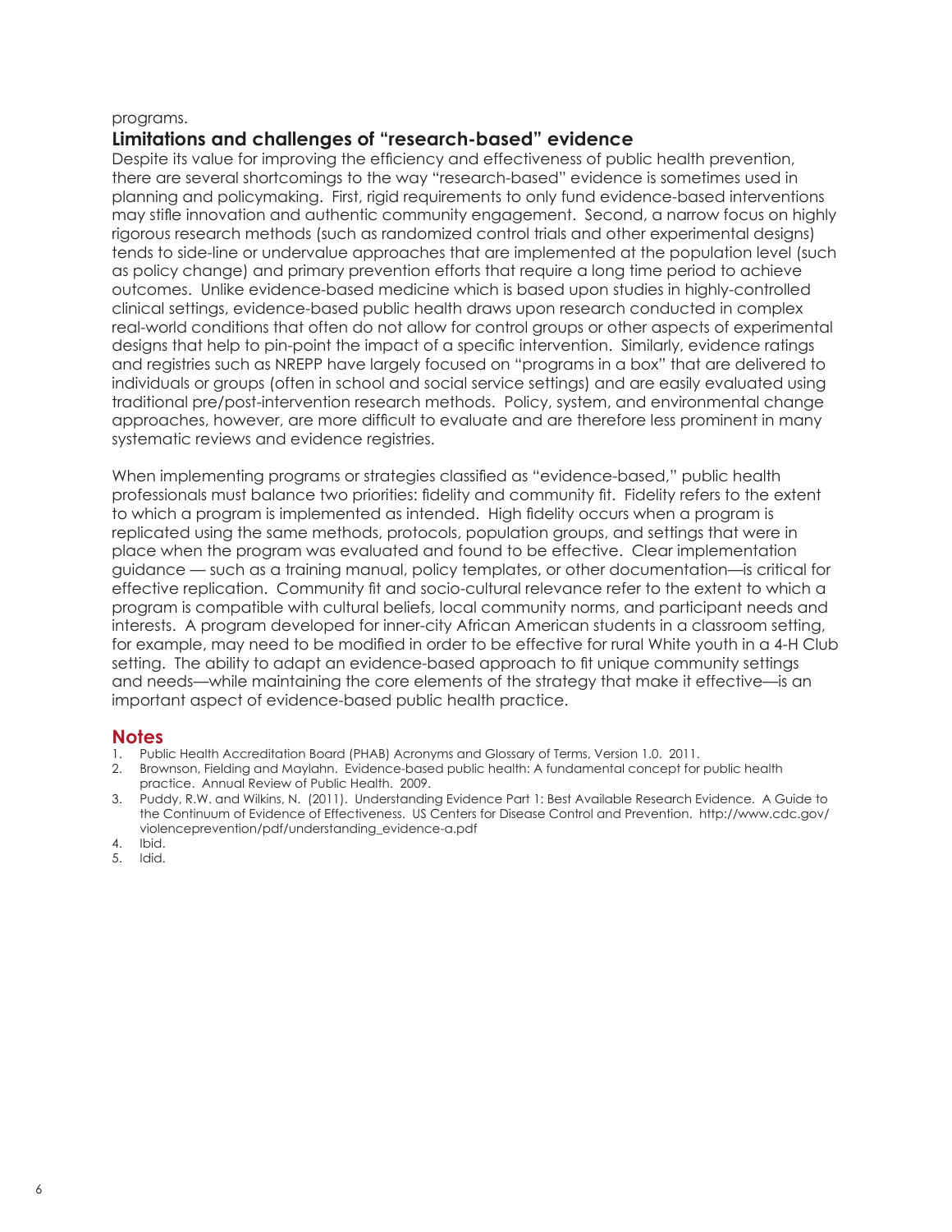programs.

## Limitations and challenges of "research-based" evidence

Despite its value for improving the efficiency and effectiveness of public health prevention, there are several shortcomings to the way "research-based" evidence is sometimes used in planning and policymaking. First, rigid requirements to only fund evidence-based interventions may stifle innovation and authentic community engagement. Second, a narrow focus on highly rigorous research methods (such as randomized control trials and other experimental designs) tends to side-line or undervalue approaches that are implemented at the population level (such as policy change) and primary prevention efforts that require a long time period to achieve outcomes. Unlike evidence-based medicine which is based upon studies in highly-controlled clinical settings, evidence-based public health draws upon research conducted in complex real-world conditions that often do not allow for control groups or other aspects of experimental designs that help to pin-point the impact of a specific intervention. Similarly, evidence ratings and registries such as NREPP have largely focused on "programs in a box" that are delivered to individuals or groups (often in school and social service settings) and are easily evaluated using traditional pre/post-intervention research methods. Policy, system, and environmental change approaches, however, are more difficult to evaluate and are therefore less prominent in many systematic reviews and evidence registries.

When implementing programs or strategies classified as "evidence-based," public health professionals must balance two priorities: fidelity and community fit. Fidelity refers to the extent to which a program is implemented as intended. High fidelity occurs when a program is replicated using the same methods, protocols, population groups, and settings that were in place when the program was evaluated and found to be effective. Clear implementation guidance — such as a training manual, policy templates, or other documentation—is critical for effective replication. Community fit and socio-cultural relevance refer to the extent to which a program is compatible with cultural beliefs, local community norms, and participant needs and interests. A program developed for inner-city African American students in a classroom setting, for example, may need to be modified in order to be effective for rural White youth in a 4-H Club setting. The ability to adapt an evidence-based approach to fit unique community settings and needs—while maintaining the core elements of the strategy that make it effective—is an important aspect of evidence-based public health practice.

## Notes

1. Public Health Accreditation Board (PHAB) Acronyms and Glossary of Terms, Version 1.0. 2011.
2. Brownson, Fielding and Maylahn. Evidence-based public health: A fundamental concept for public health practice. Annual Review of Public Health. 2009.
3. Puddy, R.W. and Wilkins, N. (2011). Understanding Evidence Part 1: Best Available Research Evidence. A Guide to the Continuum of Evidence of Effectiveness. US Centers for Disease Control and Prevention. http://www.cdc.gov/violenceprevention/pdf/understanding_evidence-a.pdf
4. Ibid.
5. Idid.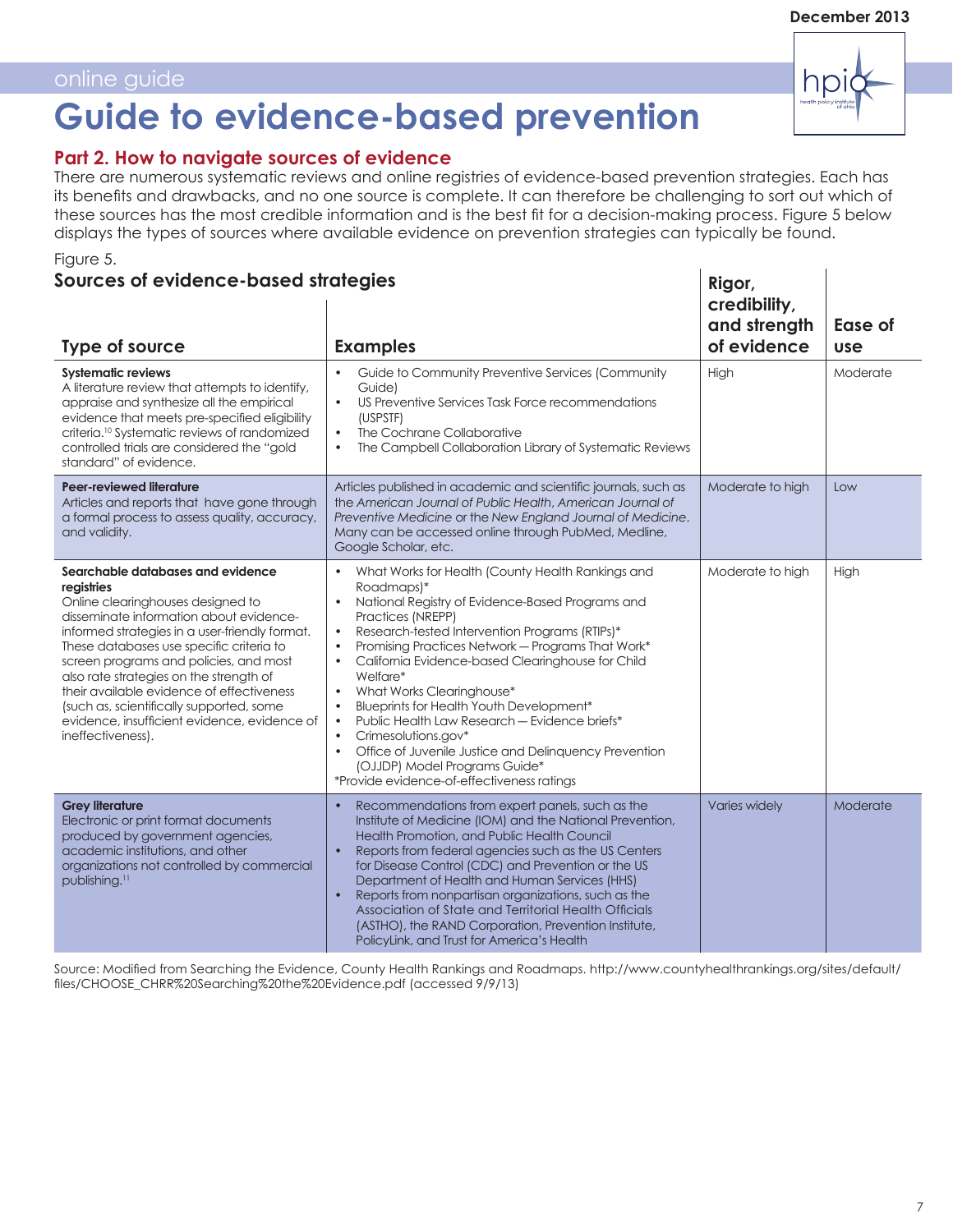online guide

# Guide to evidence-based prevention

## Part 2. How to navigate sources of evidence

There are numerous systematic reviews and online registries of evidence-based prevention strategies. Each has its benefits and drawbacks, and no one source is complete. It can therefore be challenging to sort out which of these sources has the most credible information and is the best fit for a decision-making process. Figure 5 below displays the types of sources where available evidence on prevention strategies can typically be found.

Figure 5.

### Sources of evidence-based strategies

| Type of source | Examples | Rigor, credibility, and strength of evidence | Ease of use |
|---|---|---|---|
| **Systematic reviews**<br>A literature review that attempts to identify, appraise and synthesize all the empirical evidence that meets pre-specified eligibility criteria.[10] Systematic reviews of randomized controlled trials are considered the "gold standard" of evidence. | • Guide to Community Preventive Services (Community Guide)<br>• US Preventive Services Task Force recommendations (USPSTF)<br>• The Cochrane Collaborative<br>• The Campbell Collaboration Library of Systematic Reviews | High | Moderate |
| **Peer-reviewed literature**<br>Articles and reports that have gone through a formal process to assess quality, accuracy, and validity. | Articles published in academic and scientific journals, such as the *American Journal of Public Health*, *American Journal of Preventive Medicine* or the *New England Journal of Medicine*. Many can be accessed online through PubMed, Medline, Google Scholar, etc. | Moderate to high | Low |
| **Searchable databases and evidence registries**<br>Online clearinghouses designed to disseminate information about evidence-informed strategies in a user-friendly format. These databases use specific criteria to screen programs and policies, and most also rate strategies on the strength of their available evidence of effectiveness (such as, scientifically supported, some evidence, insufficient evidence, evidence of ineffectiveness). | • What Works for Health (County Health Rankings and Roadmaps)*<br>• National Registry of Evidence-Based Programs and Practices (NREPP)<br>• Research-tested Intervention Programs (RTIPs)*<br>• Promising Practices Network — Programs That Work*<br>• California Evidence-based Clearinghouse for Child Welfare*<br>• What Works Clearinghouse*<br>• Blueprints for Health Youth Development*<br>• Public Health Law Research — Evidence briefs*<br>• Crimesolutions.gov*<br>• Office of Juvenile Justice and Delinquency Prevention (OJJDP) Model Programs Guide*<br>*Provide evidence-of-effectiveness ratings | Moderate to high | High |
| **Grey literature**<br>Electronic or print format documents produced by government agencies, academic institutions, and other organizations not controlled by commercial publishing.[11] | • Recommendations from expert panels, such as the Institute of Medicine (IOM) and the National Prevention, Health Promotion, and Public Health Council<br>• Reports from federal agencies such as the US Centers for Disease Control (CDC) and Prevention or the US Department of Health and Human Services (HHS)<br>• Reports from nonpartisan organizations, such as the Association of State and Territorial Health Officials (ASTHO), the RAND Corporation, Prevention Institute, PolicyLink, and Trust for America's Health | Varies widely | Moderate |

Source: Modified from Searching the Evidence, County Health Rankings and Roadmaps. http://www.countyhealthrankings.org/sites/default/files/CHOOSE_CHRR%20Searching%20the%20Evidence.pdf (accessed 9/9/13)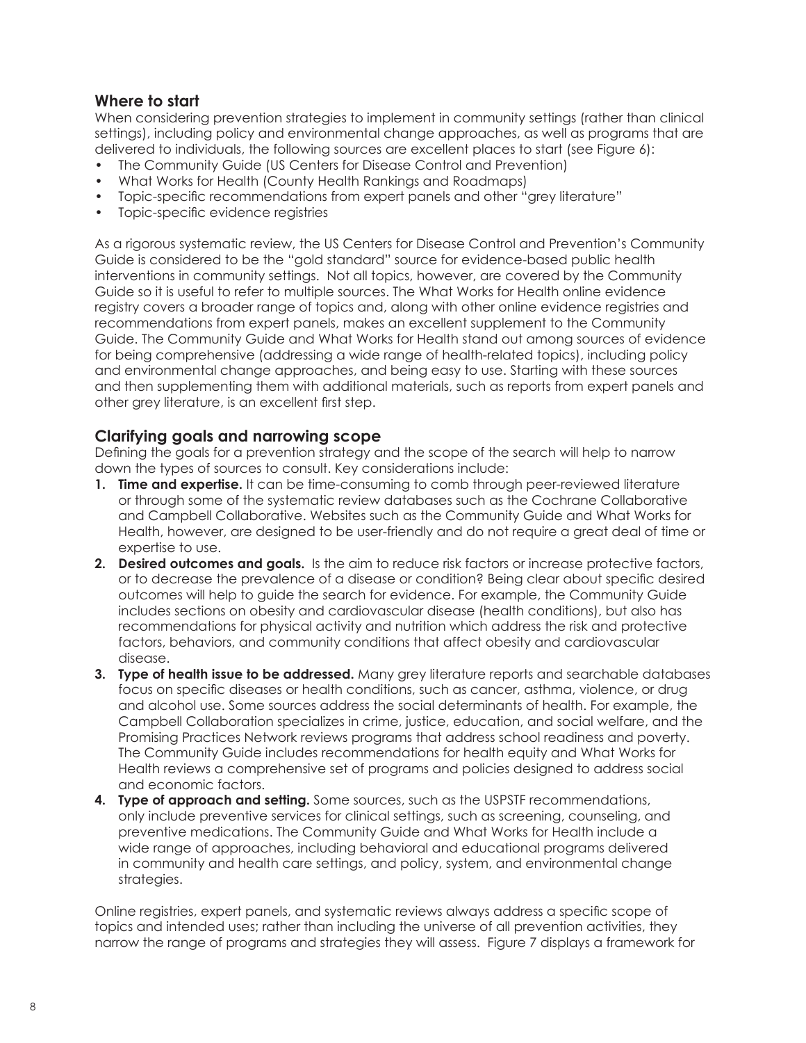## Where to start

When considering prevention strategies to implement in community settings (rather than clinical settings), including policy and environmental change approaches, as well as programs that are delivered to individuals, the following sources are excellent places to start (see Figure 6):

- The Community Guide (US Centers for Disease Control and Prevention)
- What Works for Health (County Health Rankings and Roadmaps)
- Topic-specific recommendations from expert panels and other "grey literature"
- Topic-specific evidence registries

As a rigorous systematic review, the US Centers for Disease Control and Prevention's Community Guide is considered to be the "gold standard" source for evidence-based public health interventions in community settings. Not all topics, however, are covered by the Community Guide so it is useful to refer to multiple sources. The What Works for Health online evidence registry covers a broader range of topics and, along with other online evidence registries and recommendations from expert panels, makes an excellent supplement to the Community Guide. The Community Guide and What Works for Health stand out among sources of evidence for being comprehensive (addressing a wide range of health-related topics), including policy and environmental change approaches, and being easy to use. Starting with these sources and then supplementing them with additional materials, such as reports from expert panels and other grey literature, is an excellent first step.

## Clarifying goals and narrowing scope

Defining the goals for a prevention strategy and the scope of the search will help to narrow down the types of sources to consult. Key considerations include:

1. **Time and expertise.** It can be time-consuming to comb through peer-reviewed literature or through some of the systematic review databases such as the Cochrane Collaborative and Campbell Collaborative. Websites such as the Community Guide and What Works for Health, however, are designed to be user-friendly and do not require a great deal of time or expertise to use.
2. **Desired outcomes and goals.** Is the aim to reduce risk factors or increase protective factors, or to decrease the prevalence of a disease or condition? Being clear about specific desired outcomes will help to guide the search for evidence. For example, the Community Guide includes sections on obesity and cardiovascular disease (health conditions), but also has recommendations for physical activity and nutrition which address the risk and protective factors, behaviors, and community conditions that affect obesity and cardiovascular disease.
3. **Type of health issue to be addressed.** Many grey literature reports and searchable databases focus on specific diseases or health conditions, such as cancer, asthma, violence, or drug and alcohol use. Some sources address the social determinants of health. For example, the Campbell Collaboration specializes in crime, justice, education, and social welfare, and the Promising Practices Network reviews programs that address school readiness and poverty. The Community Guide includes recommendations for health equity and What Works for Health reviews a comprehensive set of programs and policies designed to address social and economic factors.
4. **Type of approach and setting.** Some sources, such as the USPSTF recommendations, only include preventive services for clinical settings, such as screening, counseling, and preventive medications. The Community Guide and What Works for Health include a wide range of approaches, including behavioral and educational programs delivered in community and health care settings, and policy, system, and environmental change strategies.

Online registries, expert panels, and systematic reviews always address a specific scope of topics and intended uses; rather than including the universe of all prevention activities, they narrow the range of programs and strategies they will assess. Figure 7 displays a framework for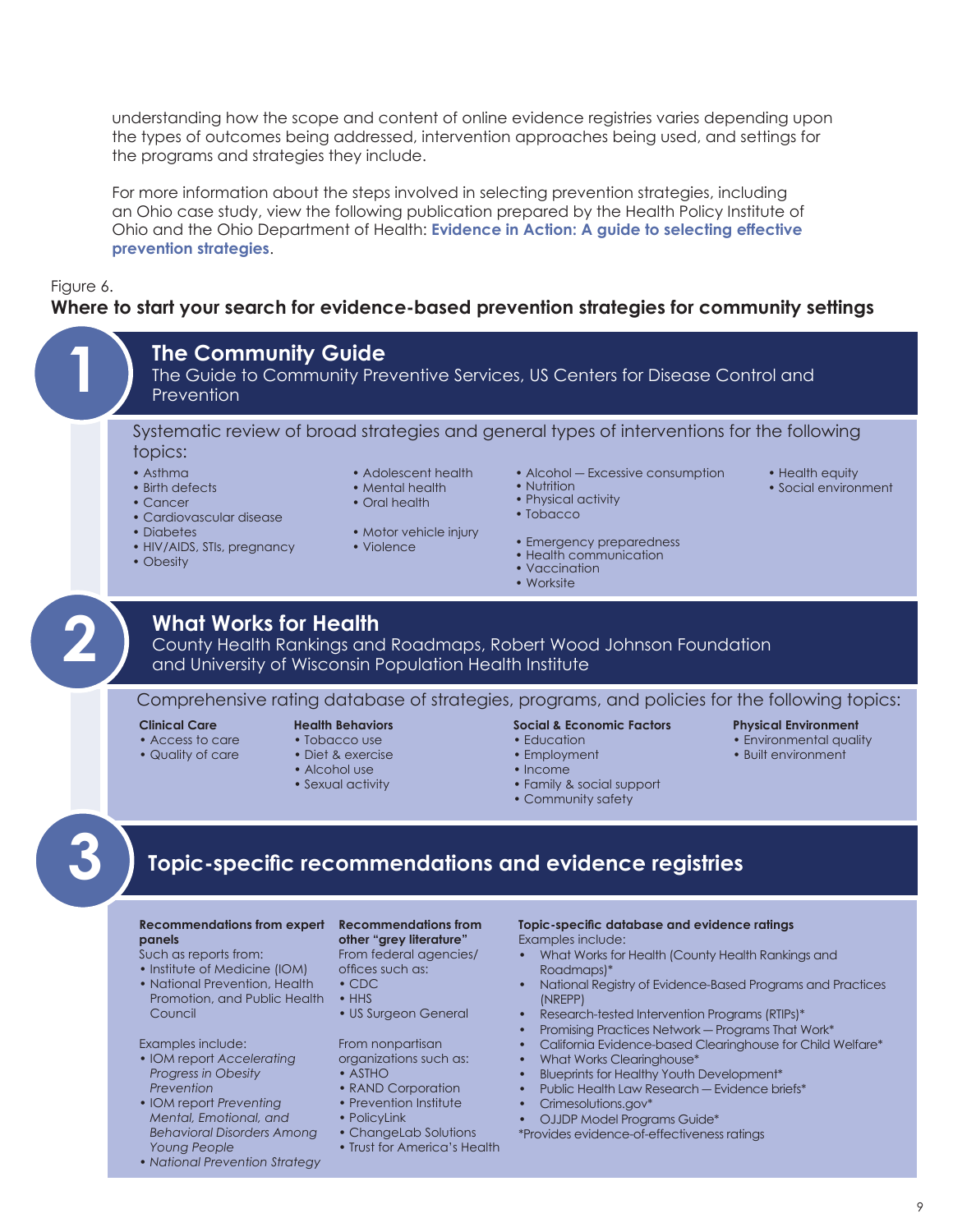understanding how the scope and content of online evidence registries varies depending upon the types of outcomes being addressed, intervention approaches being used, and settings for the programs and strategies they include.

For more information about the steps involved in selecting prevention strategies, including an Ohio case study, view the following publication prepared by the Health Policy Institute of Ohio and the Ohio Department of Health: **Evidence in Action: A guide to selecting effective prevention strategies**.

Figure 6.

**Where to start your search for evidence-based prevention strategies for community settings**

## 1 The Community Guide

The Guide to Community Preventive Services, US Centers for Disease Control and Prevention

Systematic review of broad strategies and general types of interventions for the following topics:

- Asthma
- Birth defects
- Cancer
- Cardiovascular disease
- Diabetes
- HIV/AIDS, STIs, pregnancy
- Obesity
- Adolescent health
- Mental health
- Oral health
- Motor vehicle injury
- Violence
- Alcohol — Excessive consumption
- Nutrition
- Physical activity
- Tobacco
- Emergency preparedness
- Health communication
- Vaccination
- Worksite
- Health equity
- Social environment

## 2 What Works for Health

County Health Rankings and Roadmaps, Robert Wood Johnson Foundation and University of Wisconsin Population Health Institute

Comprehensive rating database of strategies, programs, and policies for the following topics:

**Clinical Care**
- Access to care
- Quality of care

**Health Behaviors**
- Tobacco use
- Diet & exercise
- Alcohol use
- Sexual activity

**Social & Economic Factors**
- Education
- Employment
- Income
- Family & social support
- Community safety

**Physical Environment**
- Environmental quality
- Built environment

## 3 Topic-specific recommendations and evidence registries

**Recommendations from expert panels**

Such as reports from:
- Institute of Medicine (IOM)
- National Prevention, Health Promotion, and Public Health Council

Examples include:
- IOM report *Accelerating Progress in Obesity Prevention*
- IOM report *Preventing Mental, Emotional, and Behavioral Disorders Among Young People*
- *National Prevention Strategy*

**Recommendations from other "grey literature"**

From federal agencies/ offices such as:
- CDC
- HHS
- US Surgeon General

From nonpartisan organizations such as:
- ASTHO
- RAND Corporation
- Prevention Institute
- PolicyLink
- ChangeLab Solutions
- Trust for America's Health

**Topic-specific database and evidence ratings**

Examples include:
- What Works for Health (County Health Rankings and Roadmaps)*
- National Registry of Evidence-Based Programs and Practices (NREPP)
- Research-tested Intervention Programs (RTIPs)*
- Promising Practices Network — Programs That Work*
- California Evidence-based Clearinghouse for Child Welfare*
- What Works Clearinghouse*
- Blueprints for Healthy Youth Development*
- Public Health Law Research — Evidence briefs*
- Crimesolutions.gov*
- OJJDP Model Programs Guide*

*Provides evidence-of-effectiveness ratings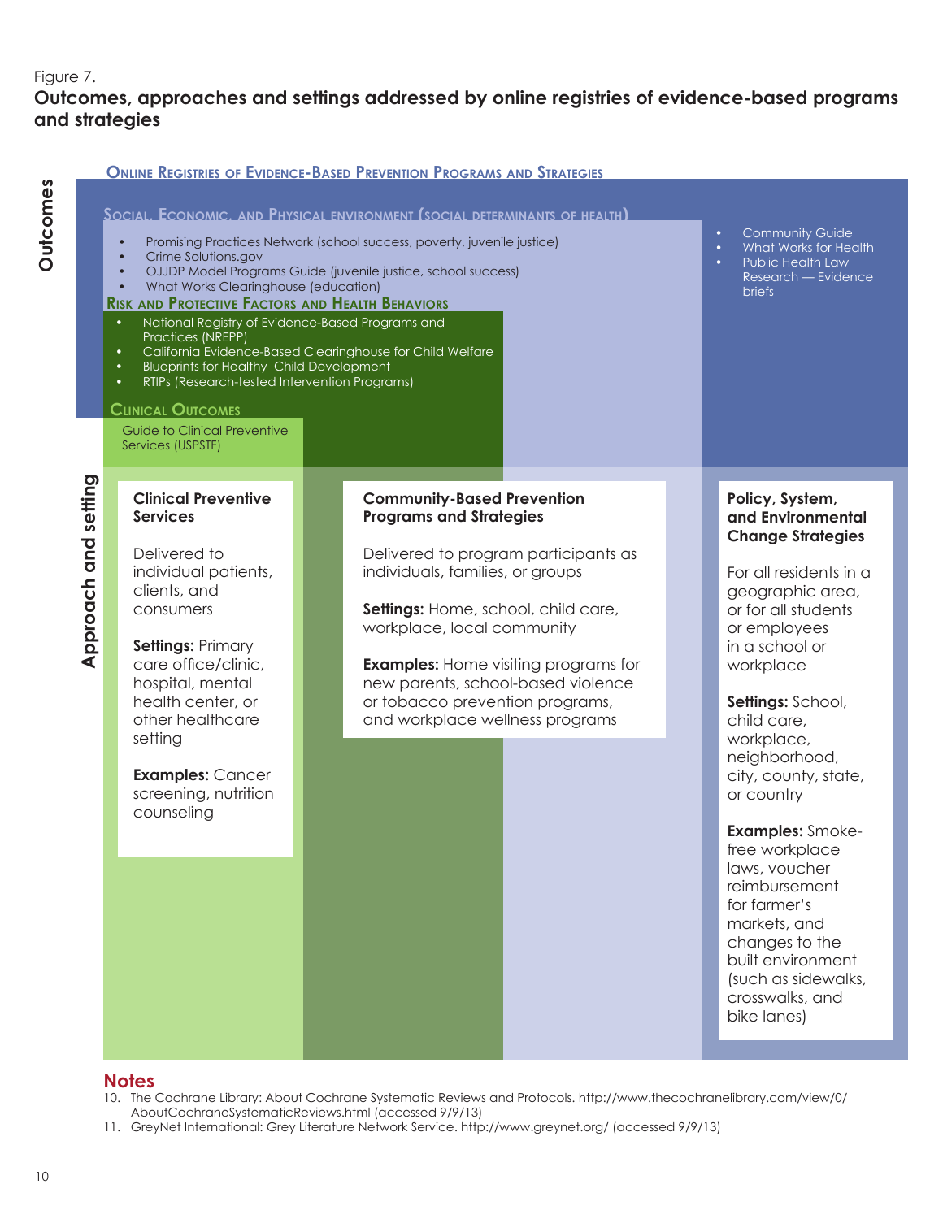Figure 7.

**Outcomes, approaches and settings addressed by online registries of evidence-based programs and strategies**

**Outcomes**

**ONLINE REGISTRIES OF EVIDENCE-BASED PREVENTION PROGRAMS AND STRATEGIES**

- Community Guide
- What Works for Health
- Public Health Law Research — Evidence briefs

**SOCIAL, ECONOMIC, AND PHYSICAL ENVIRONMENT (SOCIAL DETERMINANTS OF HEALTH)**

- Promising Practices Network (school success, poverty, juvenile justice)
- Crime Solutions.gov
- OJJDP Model Programs Guide (juvenile justice, school success)
- What Works Clearinghouse (education)

**RISK AND PROTECTIVE FACTORS AND HEALTH BEHAVIORS**

- National Registry of Evidence-Based Programs and Practices (NREPP)
- California Evidence-Based Clearinghouse for Child Welfare
- Blueprints for Healthy Child Development
- RTIPs (Research-tested Intervention Programs)

**CLINICAL OUTCOMES**

Guide to Clinical Preventive Services (USPSTF)

**Approach and setting**

**Clinical Preventive Services**

Delivered to individual patients, clients, and consumers

**Settings:** Primary care office/clinic, hospital, mental health center, or other healthcare setting

**Examples:** Cancer screening, nutrition counseling

**Community-Based Prevention Programs and Strategies**

Delivered to program participants as individuals, families, or groups

**Settings:** Home, school, child care, workplace, local community

**Examples:** Home visiting programs for new parents, school-based violence or tobacco prevention programs, and workplace wellness programs

**Policy, System, and Environmental Change Strategies**

For all residents in a geographic area, or for all students or employees in a school or workplace

**Settings:** School, child care, workplace, neighborhood, city, county, state, or country

**Examples:** Smoke-free workplace laws, voucher reimbursement for farmer's markets, and changes to the built environment (such as sidewalks, crosswalks, and bike lanes)

## Notes

10. The Cochrane Library: About Cochrane Systematic Reviews and Protocols. http://www.thecochranelibrary.com/view/0/AboutCochraneSystematicReviews.html (accessed 9/9/13)
11. GreyNet International: Grey Literature Network Service. http://www.greynet.org/ (accessed 9/9/13)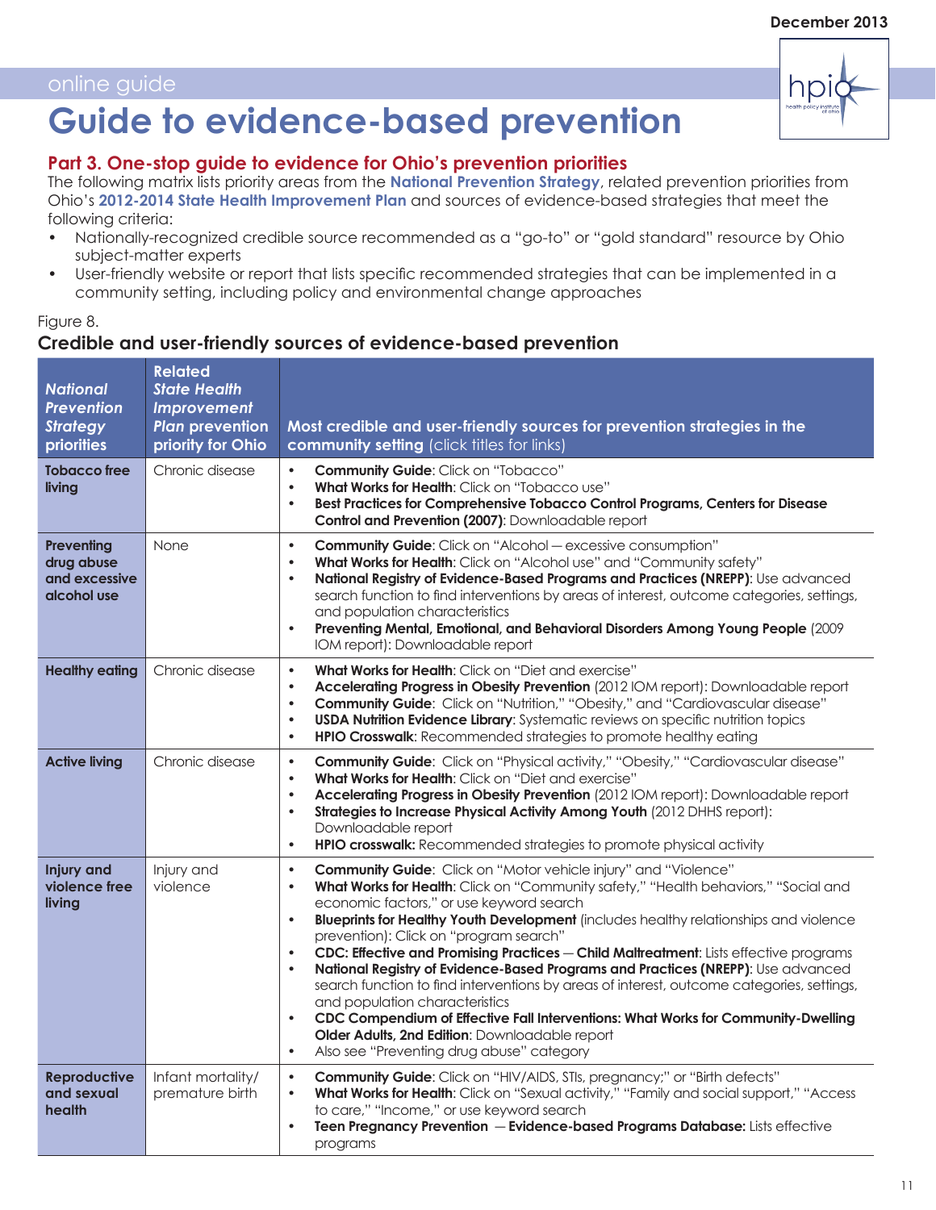December 2013

online guide

# Guide to evidence-based prevention

## Part 3. One-stop guide to evidence for Ohio's prevention priorities

The following matrix lists priority areas from the **National Prevention Strategy**, related prevention priorities from Ohio's **2012-2014 State Health Improvement Plan** and sources of evidence-based strategies that meet the following criteria:

- Nationally-recognized credible source recommended as a "go-to" or "gold standard" resource by Ohio subject-matter experts
- User-friendly website or report that lists specific recommended strategies that can be implemented in a community setting, including policy and environmental change approaches

Figure 8.

### Credible and user-friendly sources of evidence-based prevention

| *National Prevention Strategy* priorities | Related *State Health Improvement Plan* prevention priority for Ohio | Most credible and user-friendly sources for prevention strategies in the community setting (click titles for links) |
|---|---|---|
| **Tobacco free living** | Chronic disease | • **Community Guide**: Click on "Tobacco"<br>• **What Works for Health**: Click on "Tobacco use"<br>• **Best Practices for Comprehensive Tobacco Control Programs, Centers for Disease Control and Prevention (2007)**: Downloadable report |
| **Preventing drug abuse and excessive alcohol use** | None | • **Community Guide**: Click on "Alcohol — excessive consumption"<br>• **What Works for Health**: Click on "Alcohol use" and "Community safety"<br>• **National Registry of Evidence-Based Programs and Practices (NREPP)**: Use advanced search function to find interventions by areas of interest, outcome categories, settings, and population characteristics<br>• **Preventing Mental, Emotional, and Behavioral Disorders Among Young People** (2009 IOM report): Downloadable report |
| **Healthy eating** | Chronic disease | • **What Works for Health**: Click on "Diet and exercise"<br>• **Accelerating Progress in Obesity Prevention** (2012 IOM report): Downloadable report<br>• **Community Guide**: Click on "Nutrition," "Obesity," and "Cardiovascular disease"<br>• **USDA Nutrition Evidence Library**: Systematic reviews on specific nutrition topics<br>• **HPIO Crosswalk**: Recommended strategies to promote healthy eating |
| **Active living** | Chronic disease | • **Community Guide**: Click on "Physical activity," "Obesity," "Cardiovascular disease"<br>• **What Works for Health**: Click on "Diet and exercise"<br>• **Accelerating Progress in Obesity Prevention** (2012 IOM report): Downloadable report<br>• **Strategies to Increase Physical Activity Among Youth** (2012 DHHS report): Downloadable report<br>• **HPIO crosswalk:** Recommended strategies to promote physical activity |
| **Injury and violence free living** | Injury and violence | • **Community Guide**: Click on "Motor vehicle injury" and "Violence"<br>• **What Works for Health**: Click on "Community safety," "Health behaviors," "Social and economic factors," or use keyword search<br>• **Blueprints for Healthy Youth Development** (includes healthy relationships and violence prevention): Click on "program search"<br>• **CDC: Effective and Promising Practices — Child Maltreatment**: Lists effective programs<br>• **National Registry of Evidence-Based Programs and Practices (NREPP)**: Use advanced search function to find interventions by areas of interest, outcome categories, settings, and population characteristics<br>• **CDC Compendium of Effective Fall Interventions: What Works for Community-Dwelling Older Adults, 2nd Edition**: Downloadable report<br>• Also see "Preventing drug abuse" category |
| **Reproductive and sexual health** | Infant mortality/ premature birth | • **Community Guide**: Click on "HIV/AIDS, STIs, pregnancy;" or "Birth defects"<br>• **What Works for Health**: Click on "Sexual activity," "Family and social support," "Access to care," "Income," or use keyword search<br>• **Teen Pregnancy Prevention — Evidence-based Programs Database:** Lists effective programs |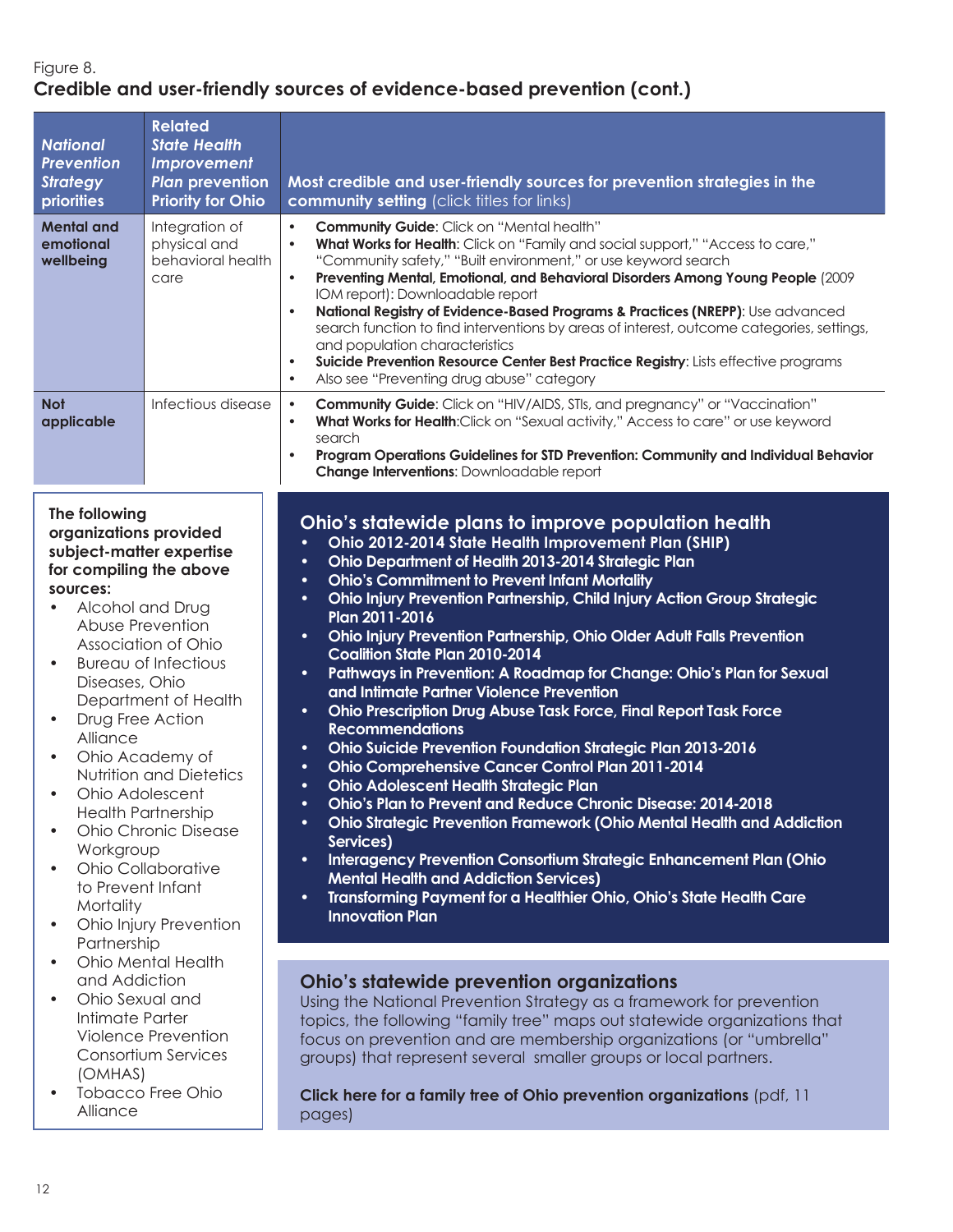Figure 8.

## Credible and user-friendly sources of evidence-based prevention (cont.)

| *National Prevention Strategy* priorities | Related *State Health Improvement Plan* prevention Priority for Ohio | Most credible and user-friendly sources for prevention strategies in the community setting (click titles for links) |
|---|---|---|
| **Mental and emotional wellbeing** | Integration of physical and behavioral health care | • **Community Guide**: Click on "Mental health"<br>• **What Works for Health**: Click on "Family and social support," "Access to care," "Community safety," "Built environment," or use keyword search<br>• **Preventing Mental, Emotional, and Behavioral Disorders Among Young People** (2009 IOM report): Downloadable report<br>• **National Registry of Evidence-Based Programs & Practices (NREPP)**: Use advanced search function to find interventions by areas of interest, outcome categories, settings, and population characteristics<br>• **Suicide Prevention Resource Center Best Practice Registry**: Lists effective programs<br>• Also see "Preventing drug abuse" category |
| **Not applicable** | Infectious disease | • **Community Guide**: Click on "HIV/AIDS, STIs, and pregnancy" or "Vaccination"<br>• **What Works for Health**:Click on "Sexual activity," Access to care" or use keyword search<br>• **Program Operations Guidelines for STD Prevention: Community and Individual Behavior Change Interventions**: Downloadable report |

**The following organizations provided subject-matter expertise for compiling the above sources:**

- Alcohol and Drug Abuse Prevention Association of Ohio
- Bureau of Infectious Diseases, Ohio Department of Health
- Drug Free Action Alliance
- Ohio Academy of Nutrition and Dietetics
- Ohio Adolescent Health Partnership
- Ohio Chronic Disease Workgroup
- Ohio Collaborative to Prevent Infant Mortality
- Ohio Injury Prevention Partnership
- Ohio Mental Health and Addiction
- Ohio Sexual and Intimate Parter Violence Prevention Consortium Services (OMHAS)
- Tobacco Free Ohio Alliance

### Ohio's statewide plans to improve population health

- **Ohio 2012-2014 State Health Improvement Plan (SHIP)**
- **Ohio Department of Health 2013-2014 Strategic Plan**
- **Ohio's Commitment to Prevent Infant Mortality**
- **Ohio Injury Prevention Partnership, Child Injury Action Group Strategic Plan 2011-2016**
- **Ohio Injury Prevention Partnership, Ohio Older Adult Falls Prevention Coalition State Plan 2010-2014**
- **Pathways in Prevention: A Roadmap for Change: Ohio's Plan for Sexual and Intimate Partner Violence Prevention**
- **Ohio Prescription Drug Abuse Task Force, Final Report Task Force Recommendations**
- **Ohio Suicide Prevention Foundation Strategic Plan 2013-2016**
- **Ohio Comprehensive Cancer Control Plan 2011-2014**
- **Ohio Adolescent Health Strategic Plan**
- **Ohio's Plan to Prevent and Reduce Chronic Disease: 2014-2018**
- **Ohio Strategic Prevention Framework (Ohio Mental Health and Addiction Services)**
- **Interagency Prevention Consortium Strategic Enhancement Plan (Ohio Mental Health and Addiction Services)**
- **Transforming Payment for a Healthier Ohio, Ohio's State Health Care Innovation Plan**

### Ohio's statewide prevention organizations

Using the National Prevention Strategy as a framework for prevention topics, the following "family tree" maps out statewide organizations that focus on prevention and are membership organizations (or "umbrella" groups) that represent several smaller groups or local partners.

**Click here for a family tree of Ohio prevention organizations** (pdf, 11 pages)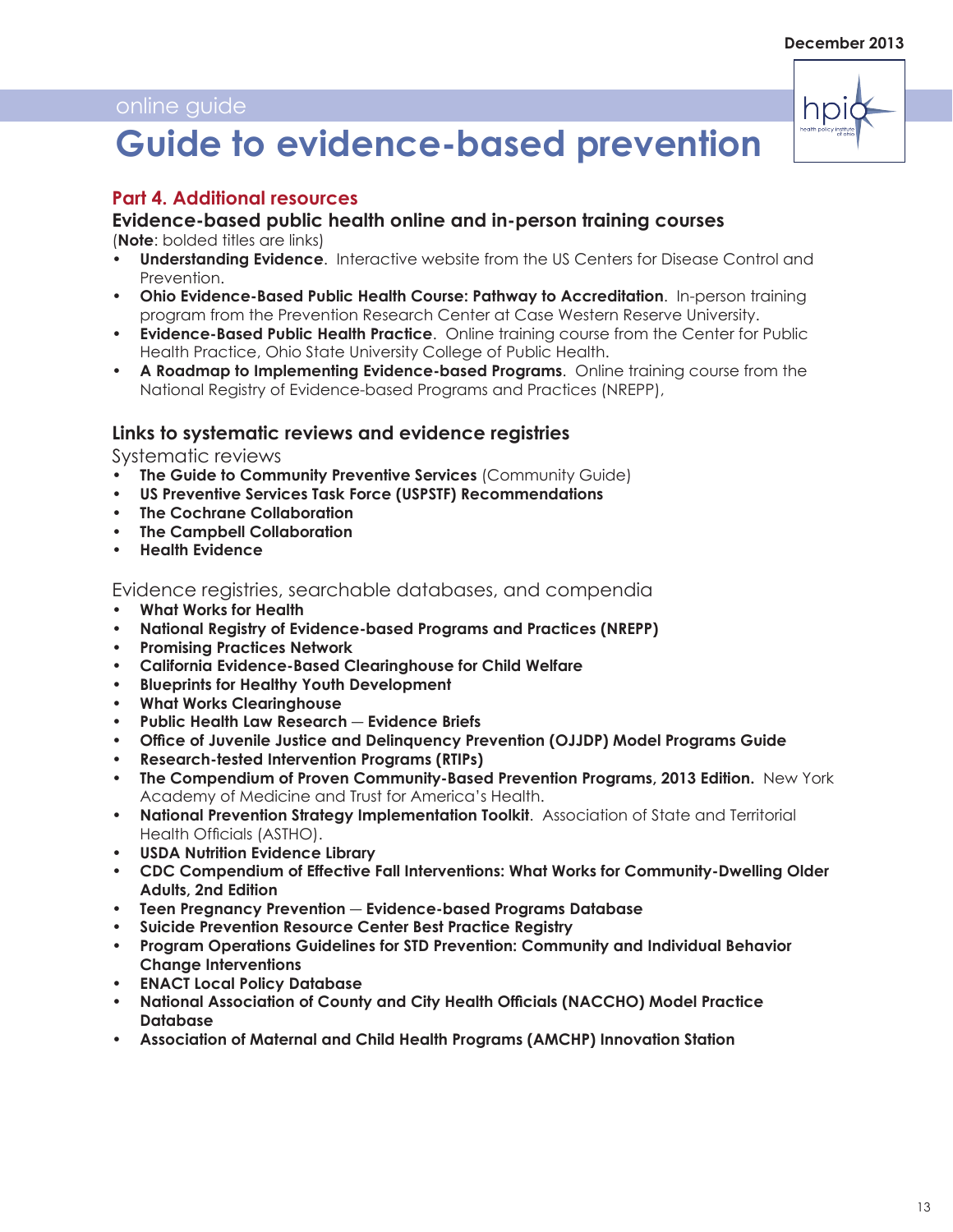## Part 4. Additional resources

### Evidence-based public health online and in-person training courses

(**Note**: bolded titles are links)

- **Understanding Evidence**. Interactive website from the US Centers for Disease Control and Prevention.
- **Ohio Evidence-Based Public Health Course: Pathway to Accreditation**. In-person training program from the Prevention Research Center at Case Western Reserve University.
- **Evidence-Based Public Health Practice**. Online training course from the Center for Public Health Practice, Ohio State University College of Public Health.
- **A Roadmap to Implementing Evidence-based Programs**. Online training course from the National Registry of Evidence-based Programs and Practices (NREPP),

### Links to systematic reviews and evidence registries

Systematic reviews

- **The Guide to Community Preventive Services** (Community Guide)
- **US Preventive Services Task Force (USPSTF) Recommendations**
- **The Cochrane Collaboration**
- **The Campbell Collaboration**
- **Health Evidence**

Evidence registries, searchable databases, and compendia

- **What Works for Health**
- **National Registry of Evidence-based Programs and Practices (NREPP)**
- **Promising Practices Network**
- **California Evidence-Based Clearinghouse for Child Welfare**
- **Blueprints for Healthy Youth Development**
- **What Works Clearinghouse**
- **Public Health Law Research — Evidence Briefs**
- **Office of Juvenile Justice and Delinquency Prevention (OJJDP) Model Programs Guide**
- **Research-tested Intervention Programs (RTIPs)**
- **The Compendium of Proven Community-Based Prevention Programs, 2013 Edition.** New York Academy of Medicine and Trust for America's Health.
- **National Prevention Strategy Implementation Toolkit**. Association of State and Territorial Health Officials (ASTHO).
- **USDA Nutrition Evidence Library**
- **CDC Compendium of Effective Fall Interventions: What Works for Community-Dwelling Older Adults, 2nd Edition**
- **Teen Pregnancy Prevention — Evidence-based Programs Database**
- **Suicide Prevention Resource Center Best Practice Registry**
- **Program Operations Guidelines for STD Prevention: Community and Individual Behavior Change Interventions**
- **ENACT Local Policy Database**
- **National Association of County and City Health Officials (NACCHO) Model Practice Database**
- **Association of Maternal and Child Health Programs (AMCHP) Innovation Station**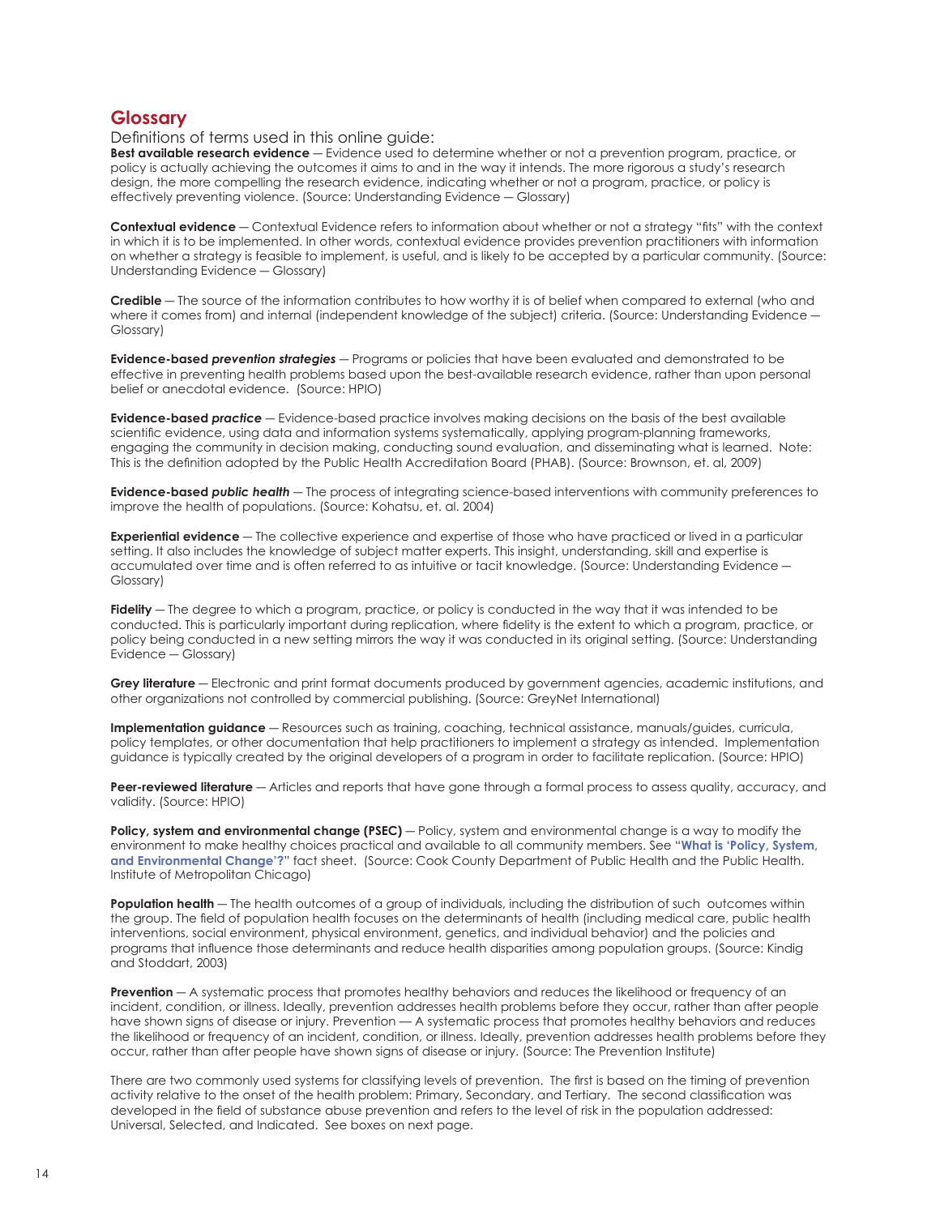## Glossary

Definitions of terms used in this online guide:

**Best available research evidence** — Evidence used to determine whether or not a prevention program, practice, or policy is actually achieving the outcomes it aims to and in the way it intends. The more rigorous a study's research design, the more compelling the research evidence, indicating whether or not a program, practice, or policy is effectively preventing violence. (Source: Understanding Evidence — Glossary)

**Contextual evidence** — Contextual Evidence refers to information about whether or not a strategy "fits" with the context in which it is to be implemented. In other words, contextual evidence provides prevention practitioners with information on whether a strategy is feasible to implement, is useful, and is likely to be accepted by a particular community. (Source: Understanding Evidence — Glossary)

**Credible** — The source of the information contributes to how worthy it is of belief when compared to external (who and where it comes from) and internal (independent knowledge of the subject) criteria. (Source: Understanding Evidence — Glossary)

**Evidence-based *prevention strategies*** — Programs or policies that have been evaluated and demonstrated to be effective in preventing health problems based upon the best-available research evidence, rather than upon personal belief or anecdotal evidence. (Source: HPIO)

**Evidence-based *practice*** — Evidence-based practice involves making decisions on the basis of the best available scientific evidence, using data and information systems systematically, applying program-planning frameworks, engaging the community in decision making, conducting sound evaluation, and disseminating what is learned. Note: This is the definition adopted by the Public Health Accreditation Board (PHAB). (Source: Brownson, et. al, 2009)

**Evidence-based *public health*** — The process of integrating science-based interventions with community preferences to improve the health of populations. (Source: Kohatsu, et. al. 2004)

**Experiential evidence** — The collective experience and expertise of those who have practiced or lived in a particular setting. It also includes the knowledge of subject matter experts. This insight, understanding, skill and expertise is accumulated over time and is often referred to as intuitive or tacit knowledge. (Source: Understanding Evidence — Glossary)

**Fidelity** — The degree to which a program, practice, or policy is conducted in the way that it was intended to be conducted. This is particularly important during replication, where fidelity is the extent to which a program, practice, or policy being conducted in a new setting mirrors the way it was conducted in its original setting. (Source: Understanding Evidence — Glossary)

**Grey literature** — Electronic and print format documents produced by government agencies, academic institutions, and other organizations not controlled by commercial publishing. (Source: GreyNet International)

**Implementation guidance** — Resources such as training, coaching, technical assistance, manuals/guides, curricula, policy templates, or other documentation that help practitioners to implement a strategy as intended. Implementation guidance is typically created by the original developers of a program in order to facilitate replication. (Source: HPIO)

**Peer-reviewed literature** — Articles and reports that have gone through a formal process to assess quality, accuracy, and validity. (Source: HPIO)

**Policy, system and environmental change (PSEC)** — Policy, system and environmental change is a way to modify the environment to make healthy choices practical and available to all community members. See "**What is 'Policy, System, and Environmental Change'?**" fact sheet. (Source: Cook County Department of Public Health and the Public Health. Institute of Metropolitan Chicago)

**Population health** — The health outcomes of a group of individuals, including the distribution of such outcomes within the group. The field of population health focuses on the determinants of health (including medical care, public health interventions, social environment, physical environment, genetics, and individual behavior) and the policies and programs that influence those determinants and reduce health disparities among population groups. (Source: Kindig and Stoddart, 2003)

**Prevention** — A systematic process that promotes healthy behaviors and reduces the likelihood or frequency of an incident, condition, or illness. Ideally, prevention addresses health problems before they occur, rather than after people have shown signs of disease or injury. Prevention — A systematic process that promotes healthy behaviors and reduces the likelihood or frequency of an incident, condition, or illness. Ideally, prevention addresses health problems before they occur, rather than after people have shown signs of disease or injury. (Source: The Prevention Institute)

There are two commonly used systems for classifying levels of prevention. The first is based on the timing of prevention activity relative to the onset of the health problem: Primary, Secondary, and Tertiary. The second classification was developed in the field of substance abuse prevention and refers to the level of risk in the population addressed: Universal, Selected, and Indicated. See boxes on next page.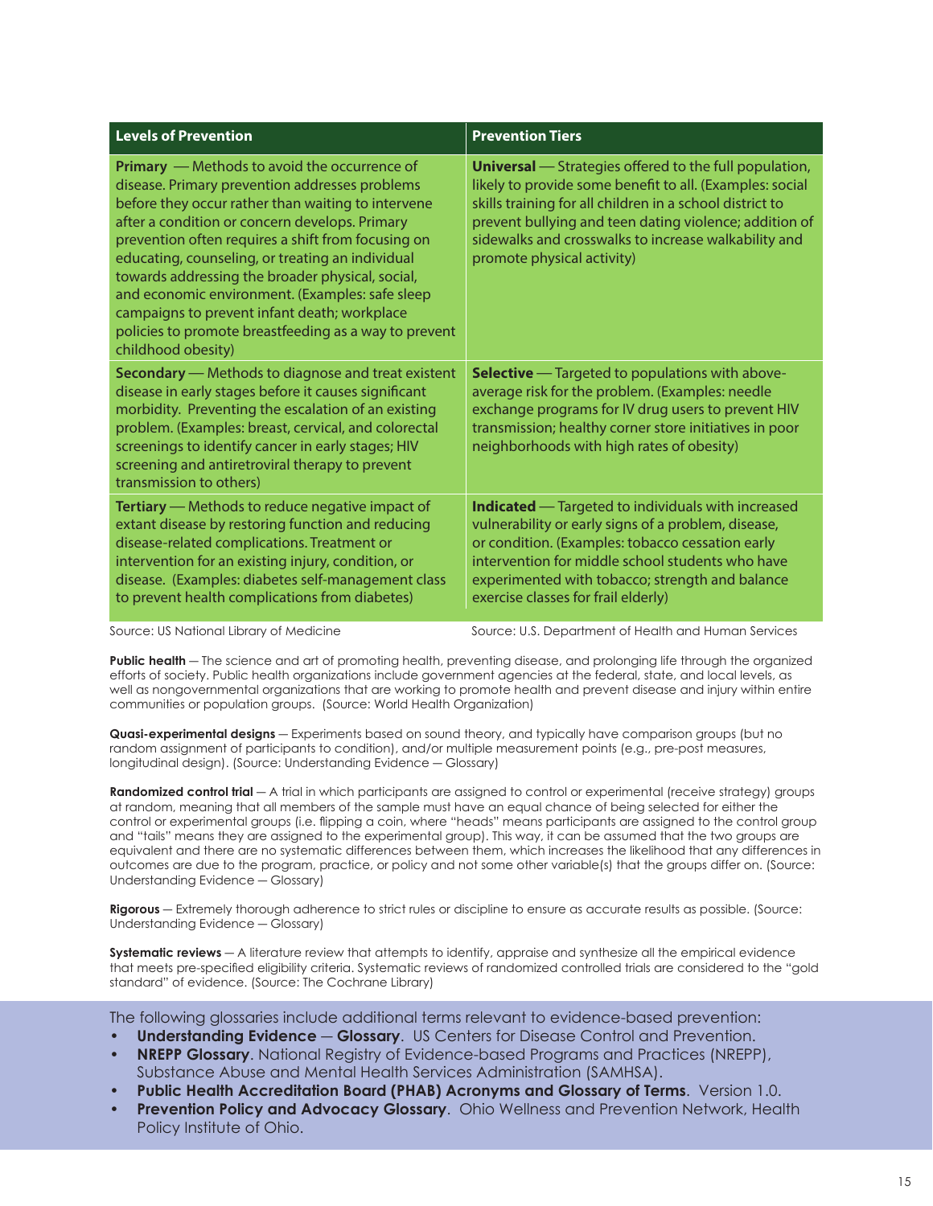| Levels of Prevention | Prevention Tiers |
|---|---|
| **Primary** — Methods to avoid the occurrence of disease. Primary prevention addresses problems before they occur rather than waiting to intervene after a condition or concern develops. Primary prevention often requires a shift from focusing on educating, counseling, or treating an individual towards addressing the broader physical, social, and economic environment. (Examples: safe sleep campaigns to prevent infant death; workplace policies to promote breastfeeding as a way to prevent childhood obesity) | **Universal** — Strategies offered to the full population, likely to provide some benefit to all. (Examples: social skills training for all children in a school district to prevent bullying and teen dating violence; addition of sidewalks and crosswalks to increase walkability and promote physical activity) |
| **Secondary** — Methods to diagnose and treat existent disease in early stages before it causes significant morbidity. Preventing the escalation of an existing problem. (Examples: breast, cervical, and colorectal screenings to identify cancer in early stages; HIV screening and antiretroviral therapy to prevent transmission to others) | **Selective** — Targeted to populations with above-average risk for the problem. (Examples: needle exchange programs for IV drug users to prevent HIV transmission; healthy corner store initiatives in poor neighborhoods with high rates of obesity) |
| **Tertiary** — Methods to reduce negative impact of extant disease by restoring function and reducing disease-related complications. Treatment or intervention for an existing injury, condition, or disease. (Examples: diabetes self-management class to prevent health complications from diabetes) | **Indicated** — Targeted to individuals with increased vulnerability or early signs of a problem, disease, or condition. (Examples: tobacco cessation early intervention for middle school students who have experimented with tobacco; strength and balance exercise classes for frail elderly) |
| Source: US National Library of Medicine | Source: U.S. Department of Health and Human Services |

**Public health** — The science and art of promoting health, preventing disease, and prolonging life through the organized efforts of society. Public health organizations include government agencies at the federal, state, and local levels, as well as nongovernmental organizations that are working to promote health and prevent disease and injury within entire communities or population groups. (Source: World Health Organization)

**Quasi-experimental designs** — Experiments based on sound theory, and typically have comparison groups (but no random assignment of participants to condition), and/or multiple measurement points (e.g., pre-post measures, longitudinal design). (Source: Understanding Evidence — Glossary)

**Randomized control trial** — A trial in which participants are assigned to control or experimental (receive strategy) groups at random, meaning that all members of the sample must have an equal chance of being selected for either the control or experimental groups (i.e. flipping a coin, where "heads" means participants are assigned to the control group and "tails" means they are assigned to the experimental group). This way, it can be assumed that the two groups are equivalent and there are no systematic differences between them, which increases the likelihood that any differences in outcomes are due to the program, practice, or policy and not some other variable(s) that the groups differ on. (Source: Understanding Evidence — Glossary)

**Rigorous** — Extremely thorough adherence to strict rules or discipline to ensure as accurate results as possible. (Source: Understanding Evidence — Glossary)

**Systematic reviews** — A literature review that attempts to identify, appraise and synthesize all the empirical evidence that meets pre-specified eligibility criteria. Systematic reviews of randomized controlled trials are considered to the "gold standard" of evidence. (Source: The Cochrane Library)

The following glossaries include additional terms relevant to evidence-based prevention:

- **Understanding Evidence — Glossary**. US Centers for Disease Control and Prevention.
- **NREPP Glossary**. National Registry of Evidence-based Programs and Practices (NREPP), Substance Abuse and Mental Health Services Administration (SAMHSA).
- **Public Health Accreditation Board (PHAB) Acronyms and Glossary of Terms**. Version 1.0.
- **Prevention Policy and Advocacy Glossary**. Ohio Wellness and Prevention Network, Health Policy Institute of Ohio.